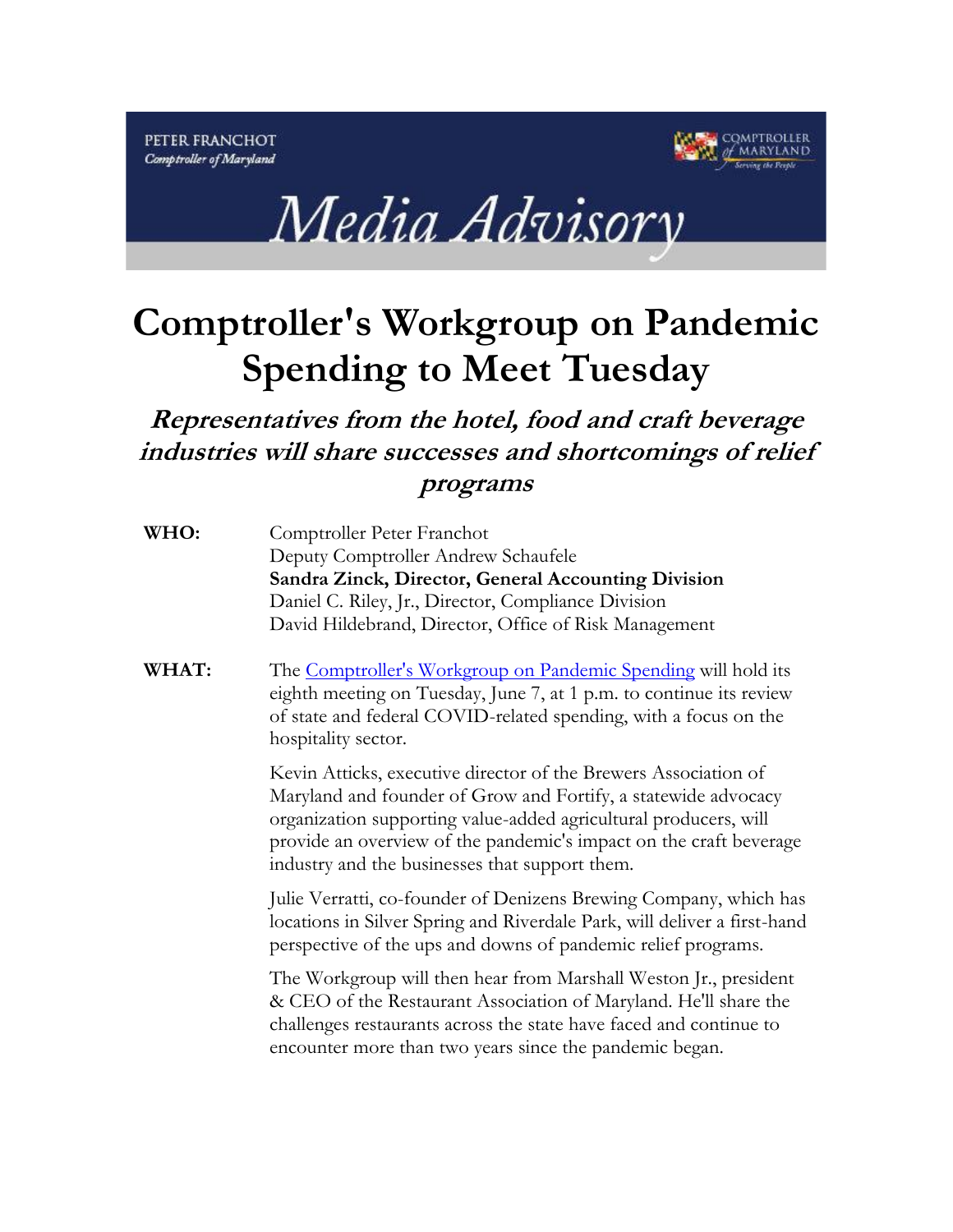PETER FRANCHOT
*Comptroller of Maryland*

COMPTROLLER of MARYLAND
*Serving the People*

# *Media Advisory*

# Comptroller's Workgroup on Pandemic Spending to Meet Tuesday

## *Representatives from the hotel, food and craft beverage industries will share successes and shortcomings of relief programs*

**WHO:**

Comptroller Peter Franchot
Deputy Comptroller Andrew Schaufele
**Sandra Zinck, Director, General Accounting Division**
Daniel C. Riley, Jr., Director, Compliance Division
David Hildebrand, Director, Office of Risk Management

**WHAT:**

The Comptroller's Workgroup on Pandemic Spending will hold its eighth meeting on Tuesday, June 7, at 1 p.m. to continue its review of state and federal COVID-related spending, with a focus on the hospitality sector.

Kevin Atticks, executive director of the Brewers Association of Maryland and founder of Grow and Fortify, a statewide advocacy organization supporting value-added agricultural producers, will provide an overview of the pandemic's impact on the craft beverage industry and the businesses that support them.

Julie Verratti, co-founder of Denizens Brewing Company, which has locations in Silver Spring and Riverdale Park, will deliver a first-hand perspective of the ups and downs of pandemic relief programs.

The Workgroup will then hear from Marshall Weston Jr., president & CEO of the Restaurant Association of Maryland. He'll share the challenges restaurants across the state have faced and continue to encounter more than two years since the pandemic began.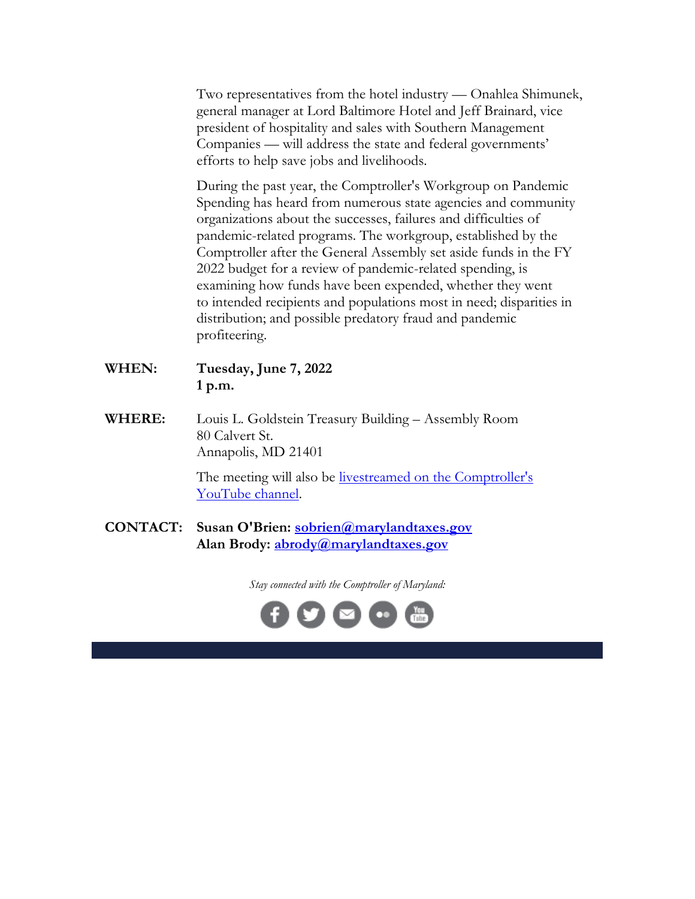Two representatives from the hotel industry — Onahlea Shimunek, general manager at Lord Baltimore Hotel and Jeff Brainard, vice president of hospitality and sales with Southern Management Companies — will address the state and federal governments' efforts to help save jobs and livelihoods.

During the past year, the Comptroller's Workgroup on Pandemic Spending has heard from numerous state agencies and community organizations about the successes, failures and difficulties of pandemic-related programs. The workgroup, established by the Comptroller after the General Assembly set aside funds in the FY 2022 budget for a review of pandemic-related spending, is examining how funds have been expended, whether they went to intended recipients and populations most in need; disparities in distribution; and possible predatory fraud and pandemic profiteering.

**WHEN:** **Tuesday, June 7, 2022**
**1 p.m.**

**WHERE:** Louis L. Goldstein Treasury Building – Assembly Room
80 Calvert St.
Annapolis, MD 21401

The meeting will also be livestreamed on the Comptroller's YouTube channel.

**CONTACT:** **Susan O'Brien: sobrien@marylandtaxes.gov**
**Alan Brody: abrody@marylandtaxes.gov**

*Stay connected with the Comptroller of Maryland:*